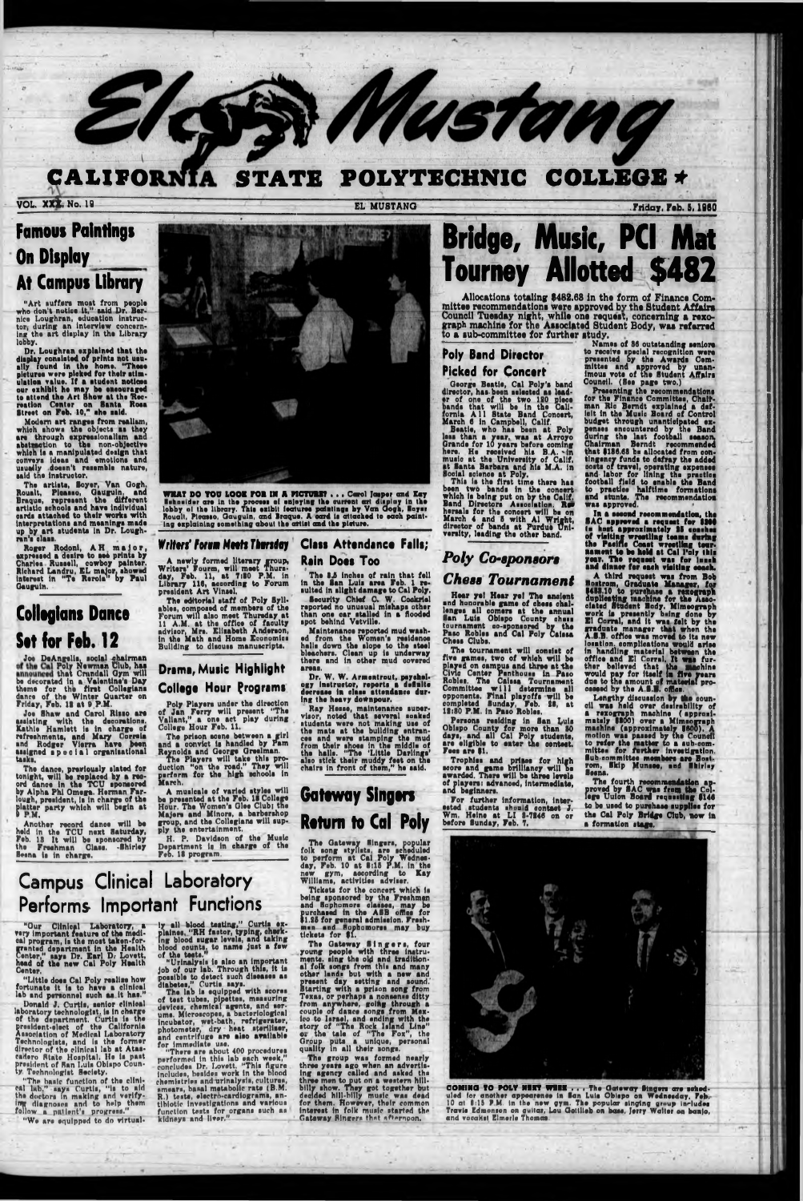# El Mustang

## CALIFORNIA STATE POLYTECHNIC COLLEGE

VOL. XXI, No. 19 — EL MUSTANG — Friday, Feb. 5, 1960

## Famous Paintings On Display At Campus Library

"Art suffers most from people who don't notice it," said Dr. Bernice Loughran, education instructor, during an interview concerning the art display in the Library lobby.

Dr. Loughran explained that the display consisted of prints not usually found in the home. "These pictures were picked for their stimulation value. If a student notices our exhibit he may be encouraged to attend the Art Show at the Recreation Center on Santa Rosa Street on Feb. 10," she said.

Modern art ranges from realism, which shows the objects as they are through expressionalism and abstraction to the non-objective which is a manipulated design that conveys ideas and emotions and usually doesn't resemble nature, said the instructor.

The artists, Boyer, Van Gogh, Rouault, Picasso, Gauguin, and Braque, represent the different artistic schools and have individual cards attached to their works with interpretations and meanings made up by art students in Dr. Loughran's class.

Roger Rodoni, AH major, expressed a desire to see prints by Charles Russell, cowboy painter. Richard Landru, EL major, showed interest in "Te Reroia" by Paul Gauguin.

WHAT DO YOU LOOK FOR IN A PICTURE? . . . Carol Jasper and Kay Schneider are in the process of enjoying the current art display in the lobby of the library. This exibit features paintings by Van Gogh, Boyer, Rouatl, Picasso, Gauguin, and Braque. A card is attached to each painting explaining something about the artist and the picture.

## Collegians Dance Set for Feb. 12

Joe DeAngelis, social chairman of the Cal Poly Newman Club, has announced that Crandall Gym will be decorated in a Valentine's Day theme for the first Collegians dance of the Winter Quarter on Friday, Feb. 12 at 9 P.M.

Joe Shaw and Carol Risso are assisting with the decorations. Kathie Hamlett is in charge of refreshments, and Mary Correia and Rodger Vierra have been assigned special organizational tasks.

The dance, previously slated for tonight, will be replaced by a record dance in the TCU sponsored by Alpha Phi Omega. Herman Farlough, president, is in charge of the platter party which will begin at 9 P.M.

Another record dance will be held in the TCU next Saturday, Feb. 13. It will be sponsored by the Freshman Class. Shirley Besna is in charge.

## Writers' Forum Meets Thursday

A newly formed literary group, Writers' Fourm, will meet Thursday, Feb. 11, at 7:30 P.M. in Library 116, according to Forum president Art Vinsel.

The editorial staff of Poly Syllables, composed of members of the Forum will also meet Thursday at 11 A.M. in the office of faculty advisor, Mrs. Elizabeth Anderson, in the Math and Home Economics Building to discuss manuscripts.

## Drama, Music Highlight College Hour Programs

Poly Players under the direction of Jan Ferry will present "The Valiant," a one act play during College Hour Feb. 11.

The prison scene between a girl and a convict is handled by Pam Reynolds and George Greelman.

The Players will take this production "on the road." They will perform for the high schools in March.

A musicale of varied styles will be presented at the Feb. 18 College Hour. The Women's Glee Club; the Majors and Minors, a barbershop group, and the Collegians will supply the entertainment.

H. P. Davidson of the Music Department is in charge of the Feb. 18 program.

## Class Attendance Falls; Rain Does Too

The 3.5 inches of rain that fell in the San Luis area Feb. 1 resulted in slight damage to Cal Poly.

Security Chief C. W. Cockriel reported no unusual mishaps other than one car stalled in a flooded spot behind Vetville.

Maintenance reported mud washed from the Women's residence halls down the aisle to the steel bleachers. Clean up is underway there and in other mud covered areas.

Dr. W. W. Armentrout, psychology instructor, reports a definite decrease in class attendance during the heavy downpour.

Ray Hesse, maintenance supervisor, noted that several soaked students were not making use of the mats at the building entrances and were stamping the mud from their shoes in the middle of the halls. "The 'Little Darlings' also stick their muddy feet on the chairs in front of them," he said.

## Gateway Singers Return to Cal Poly

The Gateway Singers, popular folk song stylists, are scheduled to perform at Cal Poly Wednesday, Feb. 10 at 8:15 P.M. in the new gym, according to Kay Williams, activities adviser.

Tickets for the concert which is being sponsored by the Freshmen and Sophomore classes, may be purchased in the ASB office for $1.25 for general admission. Freshmen and Sophomores may buy tickets for $1.

The Gateway Singers, four young people with three instruments, sing the old and traditional folk songs from this and many other lands but with a new and present day setting and sound. Starting with a prison song from Texas, or perhaps a nonsense ditty from anywhere, going through a couple of dance songs from Mexico to Israel, and ending with the story of "The Rock Island Line" or the tale of "The Fox", the Group puts a unique, personal quality in all their songs.

The group was formed nearly three years ago when an advertising agency called and asked the three men to put on a western hillbilly show. They got together but decided hill-billy music was dead for them. However, their common interest in folk music started the Gateway Singers that afternoon.

## Campus Clinical Laboratory Performs Important Functions

"Our Clinical Laboratory, a very important feature of the medical program, is the most taken-for-granted department in the Health Center," says Dr. Earl D. Lovett, head of the new Cal Poly Health Center.

"Little does Cal Poly realize how fortunate it is to have a clinical lab and personnel such as it has."

Donald J. Curtis, senior clinical laboratory technologist, is in charge of the department. Curtis is the president-elect of the California Association of Medical Laboratory Technologists, and is the former director of the clinical lab at Atascadero State Hospital. He is past president of San Luis Obispo County Technologist Society.

"The basic function of the clinical lab," says Curtis, "is to aid the doctors in making and verifying diagnoses and to help them follow a patient's progress."

"We are equipped to do virtually all blood testing," Curtis explaines. "RH factor, typing, checking blood sugar levels, and taking blood counts, to name just a few of the tests."

"Urinalysis is also an important job of our lab. Through this, it is possible to detect such diseases as diabetes," Curtis says.

The lab is equipped with scores of test tubes, pipettes, measuring devices, chemical agents, and serums. Microscopes, a bacteriological incubator, wet-bath, refrigerator, photometer, dry heat sterilizer, and centrifuge are also available for immediate use.

"There are about 400 procedures performed in this lab each week," concludes Dr. Lovett. "This figure includes, besides work in the blood chemistries and urinalysis, cultures, smears, basal metabolic rate (B.M.R.) tests, electro-cardiograms, antibiotic investigations and various function tests for organs such as kidneys and liver."

## Bridge, Music, PCI Mat Tourney Allotted $482

Allocations totaling $482.68 in the form of Finance Committee recommendations were approved by the Student Affairs Council Tuesday night, while one request, concerning a rexograph machine for the Associated Student Body, was referred to a sub-committee for further study.

Names of 86 outstanding seniors to receive special recognition were presented by the Awards Committee and approved by unanimous vote of the Student Affairs Council. (See page two.)

Presenting the recommendations for the Finance Committee, Chairman Ric Berndt explained a deficit in the Music Board of Control budget through unanticipated expenses encountered by the Band during the last football season. Chairman Berndt recommended that $186.68 be allocated from contingency funds to defray the added costs of travel, operating expenses and labor for lining the practice football field to enable the Band to practice halftime formations and stunts. The recommendation was approved.

In a second recommendation, the SAC approved a request for $380 to host approximately 25 coaches of visiting wrestling teams during the Pacific Coast wrestling tournament to be held at Cal Poly this year. The request was for lunch and dinner for each visiting coach.

A third request was from Bob Bostrom, Graduate Manager, for $432.10 to purchase a rexograph duplicating machine for the Associated Student Body. Mimeograph work is presently being done by El Corral, and it was felt by the graduate manager that when the A.S.B. office was moved to its new location, complications would arise in handling material between the office and El Corral. It was further believed that the machine would pay for itself in five years due to the amount of material processed by the A.S.B. office.

Lengthy discussion by the council was held over desirability of a rexograph machine (approximately $800) over a Mimeograph machine (approximately $600). A motion was passed by the Council to refer the matter to a sub-committee for further investigation. Sub-committee members are Bostrom, Skip Munsee, and Shirley Besna.

The fourth recommendation approved by SAC was from the College Union Board requesting $146 to be used to purchase supplies for the Cal Poly Bridge Club, now in a formation stage.

### Poly Band Director Picked for Concert

George Beatie, Cal Poly's band director, has been selected as leader of one of the two 120 piece bands that will be in the California All State Band Concert, March 6 in Campbell, Calif.

Beatie, who has been at Poly less than a year, was at Arroyo Grande for 10 years before coming here. He received his B.A. in music at the University of Calif. at Santa Barbara and his M.A. in Social science at Poly.

This is the first time there has been two bands in the concert which is being put on by the Calif. Band Directors Association. Rehersals for the concert will be on March 4 and 5 with Al Wright, director of bands at Purdue University, leading the other band.

### Poly Co-sponsors Chess Tournament

Hear ye! Hear ye! The ancient and honorable game of chess challenges all comers at the annual San Luis Obispo County chess tournament co-sponsored by the Paso Robles and Cal Poly Caissa Chess Clubs.

The tournament will consist of five games, two of which will be played on campus and three at the Civic Center Penthouse in Paso Robles. The Caissa Tournament Committee will determine all opponents. Final playoffs will be completed Sunday, Feb. 28, at 12:30 P.M. in Paso Robles.

Persons residing in San Luis Obispo County for more than 30 days, and all Cal Poly students, are eligible to enter the contest. Fees are $1.

Trophies and prizes for high score and game brilliancy will be awarded. There will be three levels of players: advanced, intermediate, and beginners.

For further information, interested students should contact J. Wm. Heine at LI 3-7846 on or before Sunday, Feb. 7.

COMING TO POLY NEXT WEEK . . . The Gateway Singers are scheduled for another appearance in San Luis Obispo on Wednesday, Feb. 10 at 8:15 P.M. in the new gym. The popular singing group includes Travis Edmonson on guitar, Lou Gottlieb on bass, Jerry Walter on banjo, and vocalist Elmerle Thomas.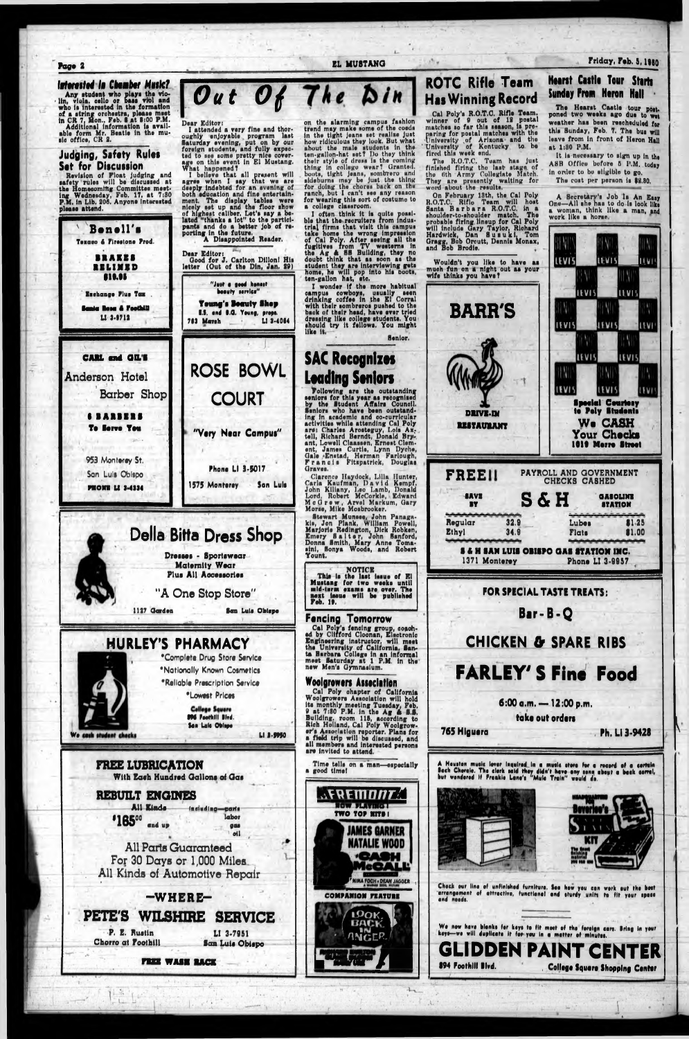## Interested in Chamber Music?

Any student who plays the violin, viola, cello or bass viol and who is interested in the formation of a string orchestra, please meet in CR 7, Mon., Feb. 8 at 8:00 P.M. Additional information is available form Mr. Beatie in the music office, CR 2.

## Judging, Safety Rules Set for Discussion

Revision of Float judging and safety rules will be discussed at the Homecoming Committee meeting Wednesday, Feb. 17, at 7:30 P.M. in Lib. 206. Anyone interested please attend.

**Benell's**
Texaco & Firestone Prod.
**BRAKES RELINED $19.95**
Exchange Plus Tax
Santa Rosa & Foothill
LI 3-9712

**CARL and GIL'S**
Anderson Hotel Barber Shop
**6 BARBERS To Serve You**
953 Monterey St.
San Luis Obispo
PHONE LI 3-4334

# Out Of The Din

Dear Editor:

I attended a very fine and thoroughly enjoyable program last Saturday evening, put on by our foreign students, and fully expected to see some pretty nice coverage on this event in El Mustang. What happened?

I believe that all present will agree when I say that we are deeply indebted for an evening of both education and fine entertainment. The display tables were nicely set up and the floor show of highest caliber. Let's say a belated "thanks a lot" to the participants and do a better job of reporting in the future.

A Disappointed Reader.

Dear Editor:

Good for J. Carlton Dillon! His letter (Out of the Din, Jan. 29) on the alarming campus fashion trend may make some of the coeds in the tight jeans set realize just how ridiculous they look. But what about the male students in the ten-gallon-hat set? Do they think their style of dress is the coming thing in college wear? Granted, boots, tight jeans, sombrero and sideburns may be just the thing for doing the chores back on the ranch, but I can't see any reason for wearing this sort of costume to a college classroom.

I often think it is quite possible that the recruiters from industrial firms that visit this campus take home the wrong impression of Cal Poly. After seeing all the fugitives from TV westerns in the Ag & SS Building, they no doubt think that as soon as the student they are interviewing gets home, he will pop into his boots, ten-gallon hat, etc.

I wonder if the more habitual campus cowboys, usually seen drinking coffee in the El Corral with their sombreros pushed to the back of their head, have ever tried dressing like college students. You should try it fellows. You might like it.

Senior.

"Just a good honest beauty service"
**Young's Beauty Shop**
E.S. and B.G. Young, props.
783 Marsh LI 3-4084

**ROSE BOWL COURT**
"Very Near Campus"
Phone LI 3-5017
1575 Monterey San Luis

## SAC Recognizes Leading Seniors

Following are the outstanding seniors for this year as recognized by the Student Affairs Council. Seniors who have been outstanding in academic and co-curricular activities while attending Cal Poly are: Charles Arosteguy, Lois Axtell, Richard Berndt, Donald Bryant, Lowell Claassen, Ernest Clement, James Curtis, Lynn Dyche, Gale Enstad, Herman Farlough, Francis Fitzpatrick, Douglas Graves.

Clarence Haydock, Lilla Hunter, Carla Kaufman, David Kempf, John Killiany, Leo Lamb, Donald Lord, Robert McCorkle, Edward McGrew, Arvel Markum, Gary Morse, Mike Mosbrooker.

Stewart Munsee, John Panagakis, Jon Plank, William Powell, Marjorie Redington, Dick Robken, Emery Salter, John Sanford, Donna Smith, Mary Anne Tomasini, Sonya Woods, and Robert Yount.

**NOTICE**
This is the last issue of El Mustang for two weeks until mid-term exams are over. The next issue will be published Feb. 19.

## Fencing Tomorrow

Cal Poly's fencing group, coached by Clifford Cloonan, Electronic Engineering instructor, will meet the University of California, Santa Barbara College in an informal meet Saturday at 1 P.M. in the new Men's Gymnasium.

## Woolgrowers Association

Cal Poly chapter of California Woolgrowers Association will hold its monthly meeting Tuesday, Feb. 9 at 7:30 P.M. in the Ag & S.S. Building, room 115, according to Rich Holland, Cal Poly Woolgrower's Association reporter. Plans for a field trip will be discussed, and all members and interested persons are invited to attend.

Time tells on a man—especially a good time!

**FREMONT**
NOW PLAYING! TWO TOP HITS!
JAMES GARNER NATALIE WOOD
"CASH McCALL"
COMPANION FEATURE
"LOOK BACK IN ANGER"

## ROTC Rifle Team Has Winning Record

Cal Poly's R.O.T.C. Rifle Team, winner of 9 out of 12 postal matches so far this season, is preparing for postal matches with the University of Arizona and the University of Kentucky to be fired this week end.

The R.O.T.C. Team has just finished firing the last stage of the 6th Army Collegiate Match. They are presently waiting for word about the results.

On February 13th, the Cal Poly R.O.T.C. Rifle Team will host Santa Barbara R.O.T.C. in a shoulder-to-shoulder match. The probable firing lineup for Cal Poly will include Gary Taylor, Richard Hardwick, Dan Suzuki, Tom Gregg, Bob Orcutt, Dennis Monax, and Bob Brodie.

Wouldn't you like to have as much fun on a night out as your wife thinks you have?

**BARR'S**
DRIVE-IN RESTAURANT

## Hearst Castle Tour Starts Sunday From Heron Hall

The Hearst Castle tour postponed two weeks ago due to wet weather has been rescheduled for this Sunday, Feb. 7. The bus will leave from in front of Heron Hall at 1:30 P.M.

It is necessary to sign up in the ASB Office before 5 P.M. today in order to be eligible to go.

The cost per person is $2.30.

A Secretary's Job Is An Easy One—All she has to do is look like a woman, think like a man, and work like a horse.

LEVIS
**Special Courtesy to Poly Students**
**We CASH Your Checks**
1019 Morro Street

**FREE!!** PAYROLL AND GOVERNMENT CHECKS CASHED

SAVE BY **S & H** GASOLINE STATION

| | | | |
|---|---|---|---|
| Regular | 32.9 | Lubes | $1.25 |
| Ethyl | 34.9 | Flats | $1.00 |

S & H SAN LUIS OBISPO GAS STATION INC.
1371 Monterey Phone LI 3-9957

**Della Bitta Dress Shop**
Dresses - Sportswear
Maternity Wear
Plus All Accessories
"A One Stop Store"
1127 Garden San Luis Obispo

**HURLEY'S PHARMACY**
*Complete Drug Store Service
*Nationally Known Cosmetics
*Reliable Prescription Service
*Lowest Prices
College Square
896 Foothill Blvd.
San Luis Obispo
We cash student checks LI 3-5950

**FREE LUBRICATION**
With Each Hundred Gallons of Gas

**REBUILT ENGINES**
All Kinds — including—parts, labor, gas, oil
$165.00 and up
All Parts Guaranteed For 30 Days or 1,000 Miles
All Kinds of Automotive Repair

—WHERE—
**PETE'S WILSHIRE SERVICE**
P. E. Rustin LI 3-7951
Chorro at Foothill San Luis Obispo
FREE WASH RACK

**FOR SPECIAL TASTE TREATS:**
Bar-B-Q
CHICKEN & SPARE RIBS
**FARLEY'S Fine Food**
6:00 a.m. — 12:00 p.m.
take out orders
765 Higuera Ph. LI 3-9428

A Houston music lover inquired in a music store for a record of a certain Bach Chorale. The clerk said they didn't have any song about a back corral, but wondered if Frankie Laine's "Mule Train" would do.

Check our line of unfinished furniture. See how you can work out the best arrangement of attractive, functional and sturdy units to fit your space and needs.

We now have blanks for keys to fit most of the foreign cars. Bring in your keys—we will duplicate it for you in a matter of minutes.

**GLIDDEN PAINT CENTER**
894 Foothill Blvd. College Square Shopping Center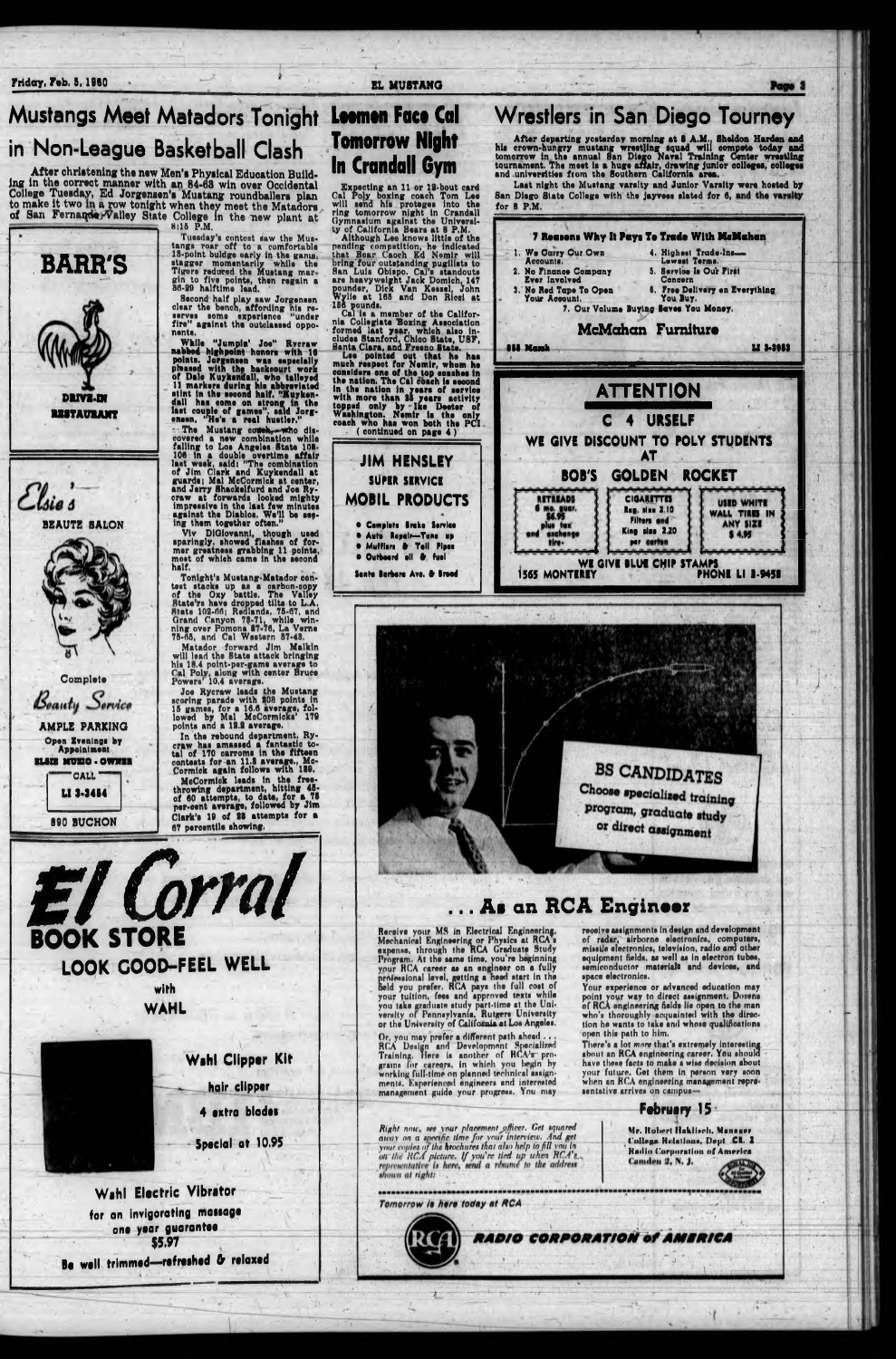# Mustangs Meet Matadors Tonight in Non-League Basketball Clash

After christening the new Men's Physical Education Building in the correct manner with an 84-63 win over Occidental College Tuesday, Ed Jorgensen's Mustang roundballers plan to make it two in a row tonight when they meet the Matadors of San Fernando Valley State College in the new plant at 8:15 P.M.

Tuesday's contest saw the Mustangs roar off to a comfortable 18-point bulge early in the game, stagger momentarily while the Tigers reduced the Mustang margin to five points, then regain a 36-29 halftime lead.

Second half play saw Jorgensen clear the bench, affording his reserves some experience "under fire" against the outclassed opponents.

While "Jumpin' Joe" Rycraw nabbed highpoint honors with 19 points, Jorgensen was especially pleased with the backcourt work of Dale Kuykendall, who tallyed 11 markers during his abbreviated stint in the second half. "Kuykendall has come on strong in the last couple of games", said Jorgensen, "He's a real hustler."

The Mustang coach—who discovered a new combination while falling to Los Angeles State 108-106 in a double overtime affair last week, said: "The combination of Jim Clark and Kuykendall at guards; Mal McCormick at center, and Jerry Shackelford and Joe Rycraw at forwards looked mighty impressive in the last few minutes against the Diablos. We'll be seeing them together often."

Viv DiGiovanni, though used sparingly, showed flashes of former greatness grabbing 11 points, most of which came in the second half.

Tonight's Mustang-Matador contest stacks up as a carbon-copy of the Oxy battle. The Valley State'rs have dropped tilts to L.A. State 102-66; Redlands, 78-67, and Grand Canyon 78-71, while winning over Pomona 87-76, La Verne 75-65, and Cal Western 57-43.

Matador forward Jim Malkin will lead the State attack bringing his 18.4 point-per-game average to Cal Poly, along with center Bruce Powers' 10.4 average.

Joe Rycraw leads the Mustang scoring parade with 208 points in 15 games, for a 16.6 average, followed by Mal McCormicks' 179 points and a 12.2 average.

In the rebound department, Rycraw has amassed a fantastic total of 170 carroms in the fifteen contests for an 11.3 average., McCormick again follows with 159.

McCormick leads in the free-throwing department, hitting 45 of 60 attempts, to date, for a 75 per-cent average, followed by Jim Clark's 19 of 28 attempts for a 67 percentile showing.

# Leemen Face Cal Tomorrow Night In Crandall Gym

Expecting an 11 or 12-bout card Cal Poly boxing coach Tom Lee will send his proteges into the ring tomorrow night in Crandall Gymnasium against the University of California Bears at 8 P.M.

Although Lee knows little of the pending competition, he indicated that Bear Caoch Ed Nemir will bring four outstanding pugilists to San Luis Obispo. Cal's standouts are heavyweight Jack Domich, 147 pounder, Dick Van Kessel, John Wylie at 165 and Don Ricel at 156 pounds.

Cal is a member of the California Collegiate Boxing Association formed last year, which also includes Stanford, Chico State, USF, Santa Clara, and Fresno State.

Lee pointed out that he has much respect for Nemir, whom he considers one of the top coaches in the nation. The Cal coach is second in the nation in years of service with more than 25 years activity topped only by "the Dean of Washington. Nemir is the only coach who has won both the PCI

(continued on page 4)

# Wrestlers in San Diego Tourney

After departing yesterday morning at 8 A.M., Sheldon Harden and his crown-hungry mustang wrestling squad will compete today and tomorrow in the annual San Diego Naval Training Center wrestling tournament. The meet is a huge affair, drawing junior colleges, colleges and universities from the Southern California area.

Last night the Mustang varsity and Junior Varsity were hosted by San Diego State College with the jayvees slated for 6, and the varsity for 8 P.M.

---

**7 Reasons Why It Pays To Trade With McMahan**

1. We Carry Our Own Accounts.
2. No Finance Company Ever Involved
3. No Red Tape To Open Your Account.
4. Highest Trade-Ins—Lowest Terms.
5. Service Is Our First Concern
6. Free Delivery on Everything You Buy.
7. Our Volume Buying Saves You Money.

**McMahan Furniture**

889 Marsh — LI 3-3952

---

**BARR'S**

DRIVE-IN RESTAURANT

---

**Elsie's** BEAUTE SALON

Complete Beauty Service

AMPLE PARKING

Open Evenings by Appointment

ELSIE MUSIO - OWNER

CALL LI 3-3484

890 BUCHON

---

**JIM HENSLEY**

SUPER SERVICE

**MOBIL PRODUCTS**

- Complete Brake Service
- Auto Repair—Tune up
- Mufflers & Tail Pipes
- Outboard oil & fuel

Santa Barbara Ave. & Broad

---

**ATTENTION**

**C 4 URSELF**

WE GIVE DISCOUNT TO POLY STUDENTS AT

**BOB'S GOLDEN ROCKET**

RETREADS 6 mo. guar. $4.95 plus tax and exchange tire

CIGARETTES Reg. size 2.10 Filters and King size 2.20 per carton

USED WHITE WALL TIRES IN ANY SIZE $4.95

WE GIVE BLUE CHIP STAMPS

1565 MONTEREY — PHONE LI 3-9458

---

**El Corral BOOK STORE**

LOOK GOOD—FEEL WELL with WAHL

**Wahl Clipper Kit**

hair clipper

4 extra blades

Special at 10.95

**Wahl Electric Vibrator**

for an invigorating massage

one year guarantee

$5.97

Be well trimmed—refreshed & relaxed

---

**BS CANDIDATES**

Choose specialized training program, graduate study or direct assignment

## ... As an RCA Engineer

Receive your MS in Electrical Engineering, Mechanical Engineering or Physics at RCA's expense, through the RCA Graduate Study Program. At the same time, you're beginning your RCA career as an engineer on a fully professional level, getting a head start in the field you prefer. RCA pays the full cost of your tuition, fees and approved texts while you take graduate study part-time at the University of Pennsylvania, Rutgers University or the University of California at Los Angeles.

Or, you may prefer a different path ahead . . . RCA Design and Development Specialized Training. Here is another of RCA's programs for careers, in which you begin by working full-time on planned technical assignments. Experienced engineers and interested management guide your progress. You may receive assignments in design and development of radar, airborne electronics, computers, missile electronics, television, radio and other equipment fields, as well as in electron tubes, semiconductor materials and devices, and space electronics.

Your experience or advanced education may point your way to direct assignment. Dozens of RCA engineering fields lie open to the man who's thoroughly acquainted with the direction he wants to take and whose qualifications open this path to him.

There's a lot *more* that's extremely interesting about an RCA engineering career. You should have these facts to make a wise decision about your future. Get them in person very soon when an RCA engineering management representative arrives on campus—

**February 15**

*Right now, see your placement officer. Get squared away on a specific time for your interview. And get your copies of the brochures that also help to fill you in on the RCA picture. If you're tied up when RCA's representative is here, send a résumé to the address shown at right:*

Mr. Robert Haklisch, Manager College Relations, Dept. CR. 2 Radio Corporation of America Camden 2, N. J.

*Tomorrow is here today at RCA*

**RADIO CORPORATION of AMERICA**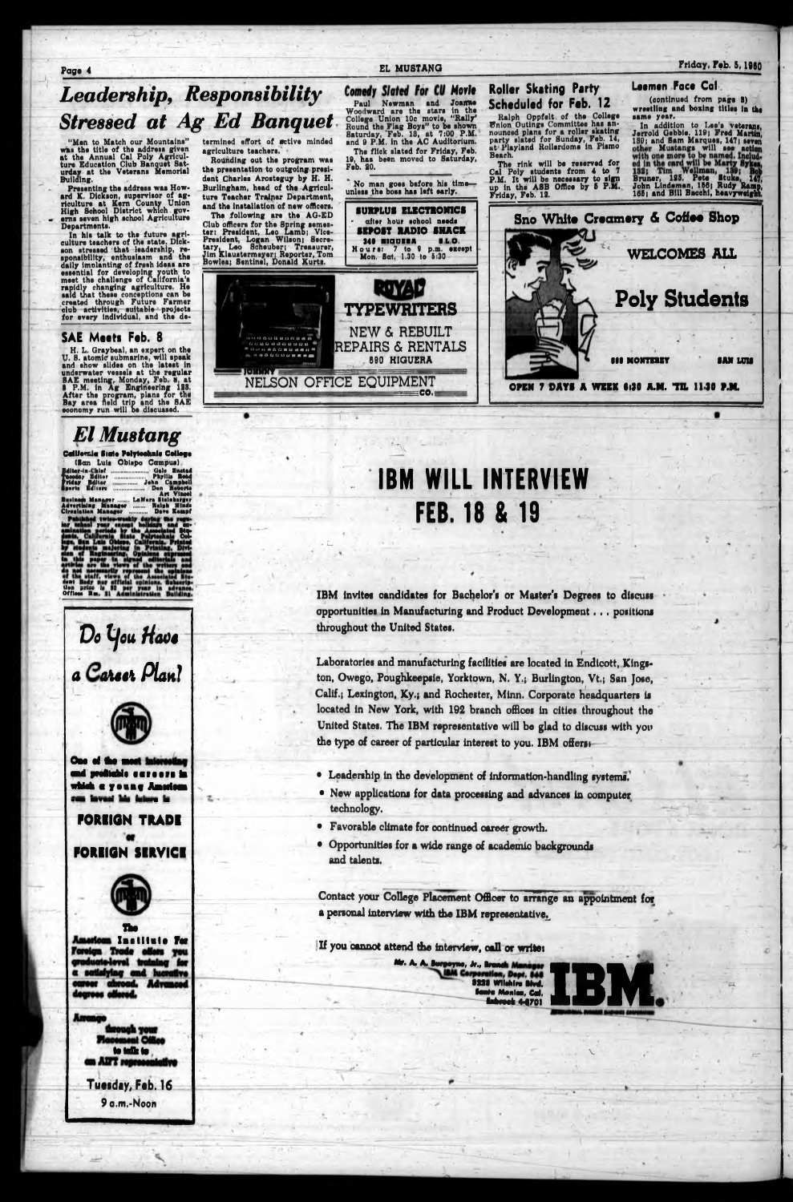# Leadership, Responsibility Stressed at Ag Ed Banquet

"Men to Match our Mountains" was the title of the address given at the Annual Cal Poly Agriculture Education Club Banquet Saturday at the Veterans Memorial Building.

Presenting the address was Howard K. Dickson, supervisor of agriculture at Kern County Union High School District which governs seven high school Agriculture Departments.

In his talk to the future agriculture teachers of the state, Dickson stressed that leadership, responsibility, enthusiasm and the daily implanting of fresh ideas are essential for developing youth to meet the challenge of California's rapidly changing agriculture. He said that these conceptions can be created through Future Farmer club activities, suitable projects for every individual, and the determined effort of active minded agriculture teachers.

Rounding out the program was the presentation to outgoing president Charles Arosteguy by R. H. Burlingham, head of the Agriculture Teacher Trainer Department, and the installation of new officers.

The following are the AG-ED Club officers for the Spring semester: President, Leo Lamb; Vice-President, Logan Wilson; Secretary, Leo Scheuber; Treasurer, Jim Klaustermeyer; Reporter, Tom Bowles; Sentinel, Donald Kurtz.

## SAE Meets Feb. 8

H. L. Graybeal, an expert on the U. S. atomic submarine, will speak and show slides on the latest in underwater vessels at the regular SAE meeting, Monday, Feb. 8, at 8 P.M. in Ag Engineering 123. After the program, plans for the Bay area field trip and the SAE economy run will be discussed.

## Comedy Slated For CU Movie

Paul Newman and Joanne Woodward are the stars in the College Union 10c movie, "Rally Round the Flag Boys" to be shown Saturday, Feb. 13, at 7:00 P.M. and 9 P.M. in the AC Auditorium.

The flick slated for Friday, Feb. 19, has been moved to Saturday, Feb. 20.

No man goes before his time—unless the boss has left early.

## Roller Skating Party Scheduled for Feb. 12

Ralph Oppfelt of the College Union Outings Committee has announced plans for a roller skating party slated for Sunday, Feb. 14, at Playland Rollerdome in Pismo Beach.

The rink will be reserved for Cal Poly students from 4 to 7 P.M. It will be necessary to sign up in the ASB Office by 5 P.M. Friday, Feb. 12.

## Leemen Face Cal

(continued from page 3)

wrestling and boxing titles in the same year.

In addition to Lee's veterans, Jerrold Gebbie, 119; Fred Martin, 130; and Sam Marques, 147; seven other Mustangs will see action with one more to be named. Included in the card will be Marty Sykes, 123; Tim Wellman, 130; Bob Bruner, 123, Pete Stuke, 147, John Lindeman, 156; Rudy Ramp, 168; and Bill Bacchi, heavyweight.

SURPLUS ELECTRONICS
after hour school needs
SEPOST RADIO SHACK
340 HIGUERA S.L.O.
Hours: 7 to 9 p.m. except Mon. Sat. 1:30 to 5:30

ROYAL TYPEWRITERS
NEW & REBUILT
REPAIRS & RENTALS
690 HIGUERA
JOHNNY NELSON OFFICE EQUIPMENT CO.

Sno White Creamery & Coffee Shop
WELCOMES ALL
Poly Students
888 MONTEREY SAN LUIS
OPEN 7 DAYS A WEEK 6:30 A.M. 'TIL 11:30 P.M.

# El Mustang

California State Polytechnic College
(San Luis Obispo Campus)

| | |
|---|---|
| Editor-in-Chief | Gale Haslund |
| Tuesday Editor | Phyllis Read |
| Friday Editor | John Campbell |
| Sports Editors | Don Roberts |
| | Art Vincel |
| Business Manager | LaNora Steinbarger |
| Advertising Manager | Ralph Hinds |
| Circulation Manager | Dave Kampf |

Published twice-weekly during the regular school year except holidays and examination periods by the Associated Students, California State Polytechnic College, San Luis Obispo, California. Printed by students majoring in Printing, Division of Engineering. Opinions expressed in this paper in signed editorials and articles are the views of the writers and do not necessarily represent the opinions of the staff, views of the Associated Student Body nor official opinions. Subscription price is $2 per year in advance. Offices Rm. 21 Administration Building.

Do You Have a Career Plan?

One of the most interesting and profitable careers in which a young American can invest his future is

FOREIGN TRADE
or
FOREIGN SERVICE

The American Institute For Foreign Trade offers you graduate-level training for a satisfying and lucrative career abroad. Advanced degrees offered.

Arrange through your Placement Office to talk to an AIFT representative

Tuesday, Feb. 16
9 a.m.-Noon

# IBM WILL INTERVIEW FEB. 18 & 19

IBM invites candidates for Bachelor's or Master's Degrees to discuss opportunities in Manufacturing and Product Development . . . positions throughout the United States.

Laboratories and manufacturing facilities are located in Endicott, Kingston, Owego, Poughkeepsie, Yorktown, N. Y.; Burlington, Vt.; San Jose, Calif.; Lexington, Ky.; and Rochester, Minn. Corporate headquarters is located in New York, with 192 branch offices in cities throughout the United States. The IBM representative will be glad to discuss with you the type of career of particular interest to you. IBM offers:

- Leadership in the development of information-handling systems.
- New applications for data processing and advances in computer technology.
- Favorable climate for continued career growth.
- Opportunities for a wide range of academic backgrounds and talents.

Contact your College Placement Officer to arrange an appointment for a personal interview with the IBM representative.

If you cannot attend the interview, call or write:

Mr. A. A. Burpoyne, Jr., Branch Manager
IBM Corporation, Dept. 840
3223 Wilshire Blvd.
Santa Monica, Cal.
Exbrook 4-8701

IBM